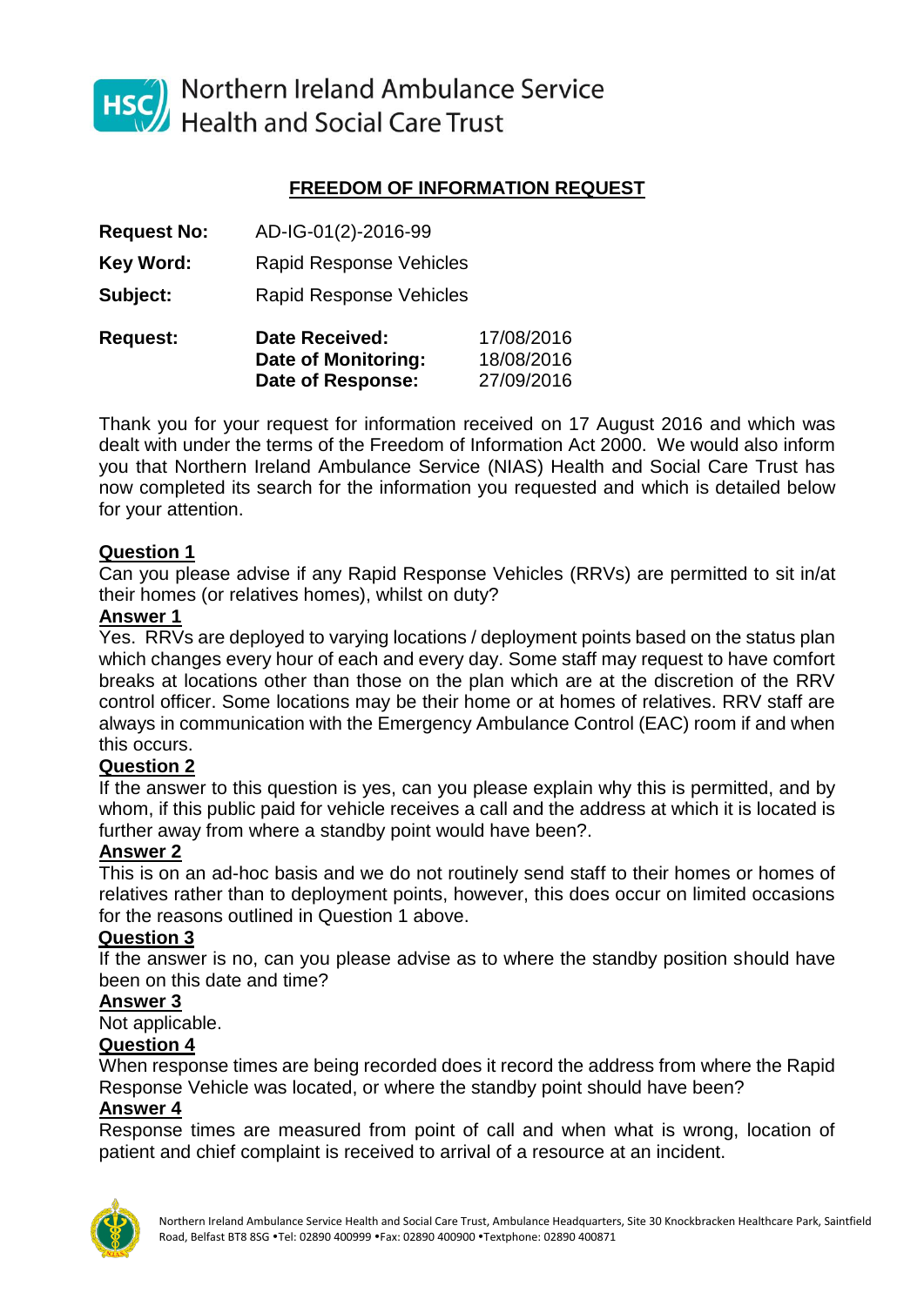Northern Ireland Ambulance Service
Health and Social Care Trust

## FREEDOM OF INFORMATION REQUEST

| | | |
|---|---|---|
| **Request No:** | AD-IG-01(2)-2016-99 | |
| **Key Word:** | Rapid Response Vehicles | |
| **Subject:** | Rapid Response Vehicles | |
| **Request:** | **Date Received:** | 17/08/2016 |
| | **Date of Monitoring:** | 18/08/2016 |
| | **Date of Response:** | 27/09/2016 |

Thank you for your request for information received on 17 August 2016 and which was dealt with under the terms of the Freedom of Information Act 2000. We would also inform you that Northern Ireland Ambulance Service (NIAS) Health and Social Care Trust has now completed its search for the information you requested and which is detailed below for your attention.

**Question 1**

Can you please advise if any Rapid Response Vehicles (RRVs) are permitted to sit in/at their homes (or relatives homes), whilst on duty?

**Answer 1**

Yes. RRVs are deployed to varying locations / deployment points based on the status plan which changes every hour of each and every day. Some staff may request to have comfort breaks at locations other than those on the plan which are at the discretion of the RRV control officer. Some locations may be their home or at homes of relatives. RRV staff are always in communication with the Emergency Ambulance Control (EAC) room if and when this occurs.

**Question 2**

If the answer to this question is yes, can you please explain why this is permitted, and by whom, if this public paid for vehicle receives a call and the address at which it is located is further away from where a standby point would have been?.

**Answer 2**

This is on an ad-hoc basis and we do not routinely send staff to their homes or homes of relatives rather than to deployment points, however, this does occur on limited occasions for the reasons outlined in Question 1 above.

**Question 3**

If the answer is no, can you please advise as to where the standby position should have been on this date and time?

**Answer 3**

Not applicable.

**Question 4**

When response times are being recorded does it record the address from where the Rapid Response Vehicle was located, or where the standby point should have been?

**Answer 4**

Response times are measured from point of call and when what is wrong, location of patient and chief complaint is received to arrival of a resource at an incident.

Northern Ireland Ambulance Service Health and Social Care Trust, Ambulance Headquarters, Site 30 Knockbracken Healthcare Park, Saintfield Road, Belfast BT8 8SG •Tel: 02890 400999 •Fax: 02890 400900 •Textphone: 02890 400871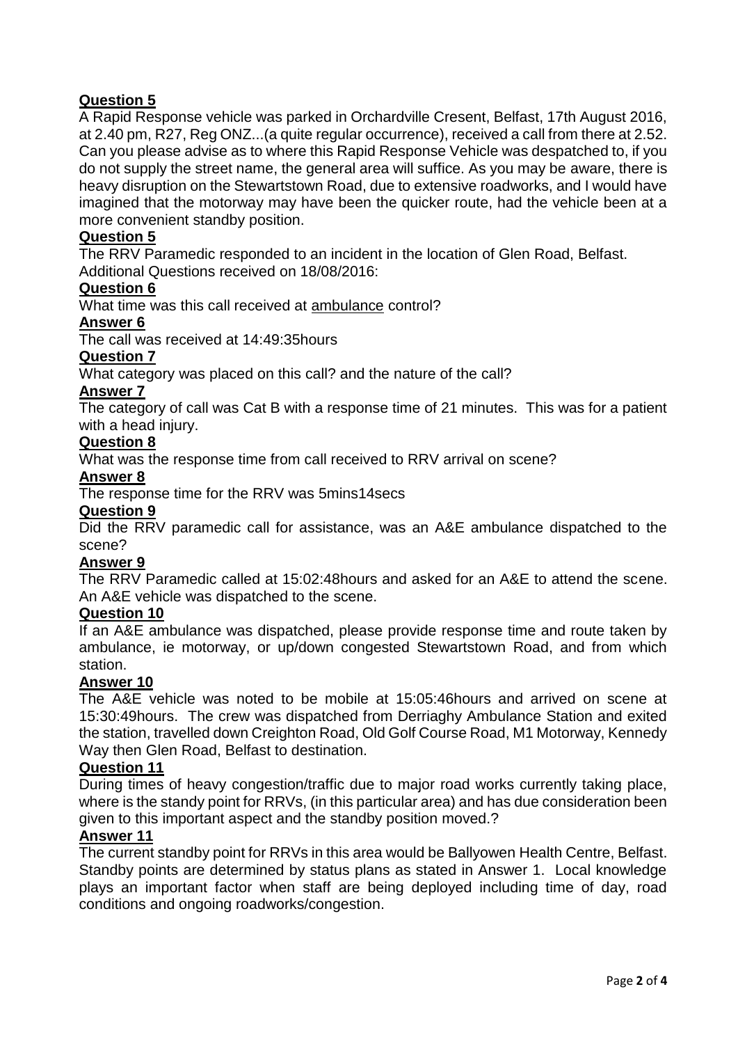**Question 5**

A Rapid Response vehicle was parked in Orchardville Cresent, Belfast, 17th August 2016, at 2.40 pm, R27, Reg ONZ...(a quite regular occurrence), received a call from there at 2.52. Can you please advise as to where this Rapid Response Vehicle was despatched to, if you do not supply the street name, the general area will suffice. As you may be aware, there is heavy disruption on the Stewartstown Road, due to extensive roadworks, and I would have imagined that the motorway may have been the quicker route, had the vehicle been at a more convenient standby position.

**Question 5**

The RRV Paramedic responded to an incident in the location of Glen Road, Belfast.

Additional Questions received on 18/08/2016:

**Question 6**

What time was this call received at ambulance control?

**Answer 6**

The call was received at 14:49:35hours

**Question 7**

What category was placed on this call? and the nature of the call?

**Answer 7**

The category of call was Cat B with a response time of 21 minutes. This was for a patient with a head injury.

**Question 8**

What was the response time from call received to RRV arrival on scene?

**Answer 8**

The response time for the RRV was 5mins14secs

**Question 9**

Did the RRV paramedic call for assistance, was an A&E ambulance dispatched to the scene?

**Answer 9**

The RRV Paramedic called at 15:02:48hours and asked for an A&E to attend the scene. An A&E vehicle was dispatched to the scene.

**Question 10**

If an A&E ambulance was dispatched, please provide response time and route taken by ambulance, ie motorway, or up/down congested Stewartstown Road, and from which station.

**Answer 10**

The A&E vehicle was noted to be mobile at 15:05:46hours and arrived on scene at 15:30:49hours. The crew was dispatched from Derriaghy Ambulance Station and exited the station, travelled down Creighton Road, Old Golf Course Road, M1 Motorway, Kennedy Way then Glen Road, Belfast to destination.

**Question 11**

During times of heavy congestion/traffic due to major road works currently taking place, where is the standy point for RRVs, (in this particular area) and has due consideration been given to this important aspect and the standby position moved.?

**Answer 11**

The current standby point for RRVs in this area would be Ballyowen Health Centre, Belfast. Standby points are determined by status plans as stated in Answer 1. Local knowledge plays an important factor when staff are being deployed including time of day, road conditions and ongoing roadworks/congestion.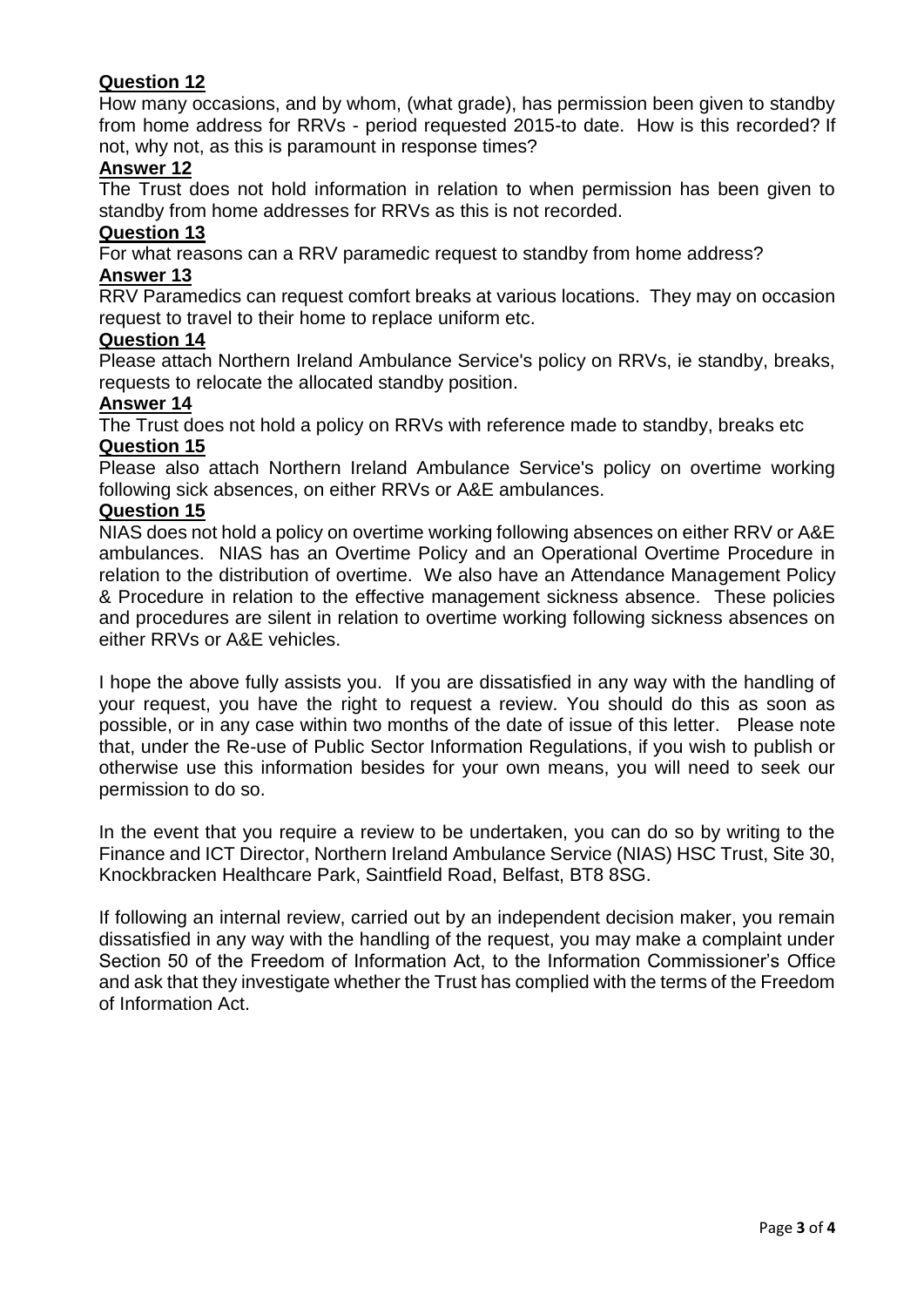**Question 12**

How many occasions, and by whom, (what grade), has permission been given to standby from home address for RRVs - period requested 2015-to date. How is this recorded? If not, why not, as this is paramount in response times?

**Answer 12**

The Trust does not hold information in relation to when permission has been given to standby from home addresses for RRVs as this is not recorded.

**Question 13**

For what reasons can a RRV paramedic request to standby from home address?

**Answer 13**

RRV Paramedics can request comfort breaks at various locations. They may on occasion request to travel to their home to replace uniform etc.

**Question 14**

Please attach Northern Ireland Ambulance Service's policy on RRVs, ie standby, breaks, requests to relocate the allocated standby position.

**Answer 14**

The Trust does not hold a policy on RRVs with reference made to standby, breaks etc

**Question 15**

Please also attach Northern Ireland Ambulance Service's policy on overtime working following sick absences, on either RRVs or A&E ambulances.

**Question 15**

NIAS does not hold a policy on overtime working following absences on either RRV or A&E ambulances. NIAS has an Overtime Policy and an Operational Overtime Procedure in relation to the distribution of overtime. We also have an Attendance Management Policy & Procedure in relation to the effective management sickness absence. These policies and procedures are silent in relation to overtime working following sickness absences on either RRVs or A&E vehicles.

I hope the above fully assists you. If you are dissatisfied in any way with the handling of your request, you have the right to request a review. You should do this as soon as possible, or in any case within two months of the date of issue of this letter. Please note that, under the Re-use of Public Sector Information Regulations, if you wish to publish or otherwise use this information besides for your own means, you will need to seek our permission to do so.

In the event that you require a review to be undertaken, you can do so by writing to the Finance and ICT Director, Northern Ireland Ambulance Service (NIAS) HSC Trust, Site 30, Knockbracken Healthcare Park, Saintfield Road, Belfast, BT8 8SG.

If following an internal review, carried out by an independent decision maker, you remain dissatisfied in any way with the handling of the request, you may make a complaint under Section 50 of the Freedom of Information Act, to the Information Commissioner's Office and ask that they investigate whether the Trust has complied with the terms of the Freedom of Information Act.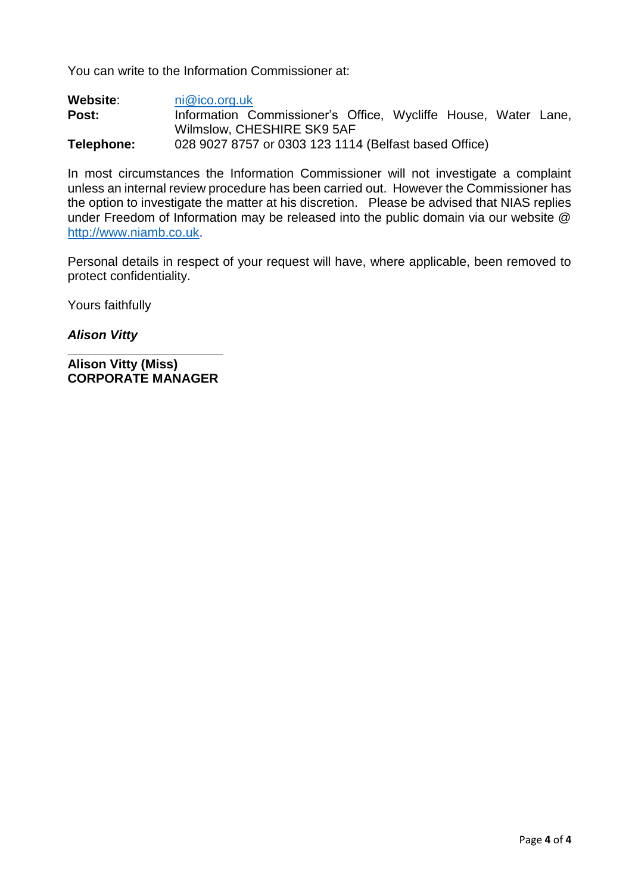You can write to the Information Commissioner at:

| | |
|---|---|
| **Website**: | ni@ico.org.uk |
| **Post:** | Information Commissioner's Office, Wycliffe House, Water Lane, Wilmslow, CHESHIRE SK9 5AF |
| **Telephone:** | 028 9027 8757 or 0303 123 1114 (Belfast based Office) |

In most circumstances the Information Commissioner will not investigate a complaint unless an internal review procedure has been carried out. However the Commissioner has the option to investigate the matter at his discretion. Please be advised that NIAS replies under Freedom of Information may be released into the public domain via our website @ http://www.niamb.co.uk.

Personal details in respect of your request will have, where applicable, been removed to protect confidentiality.

Yours faithfully

***Alison Vitty***

______________________

**Alison Vitty (Miss)**
**CORPORATE MANAGER**